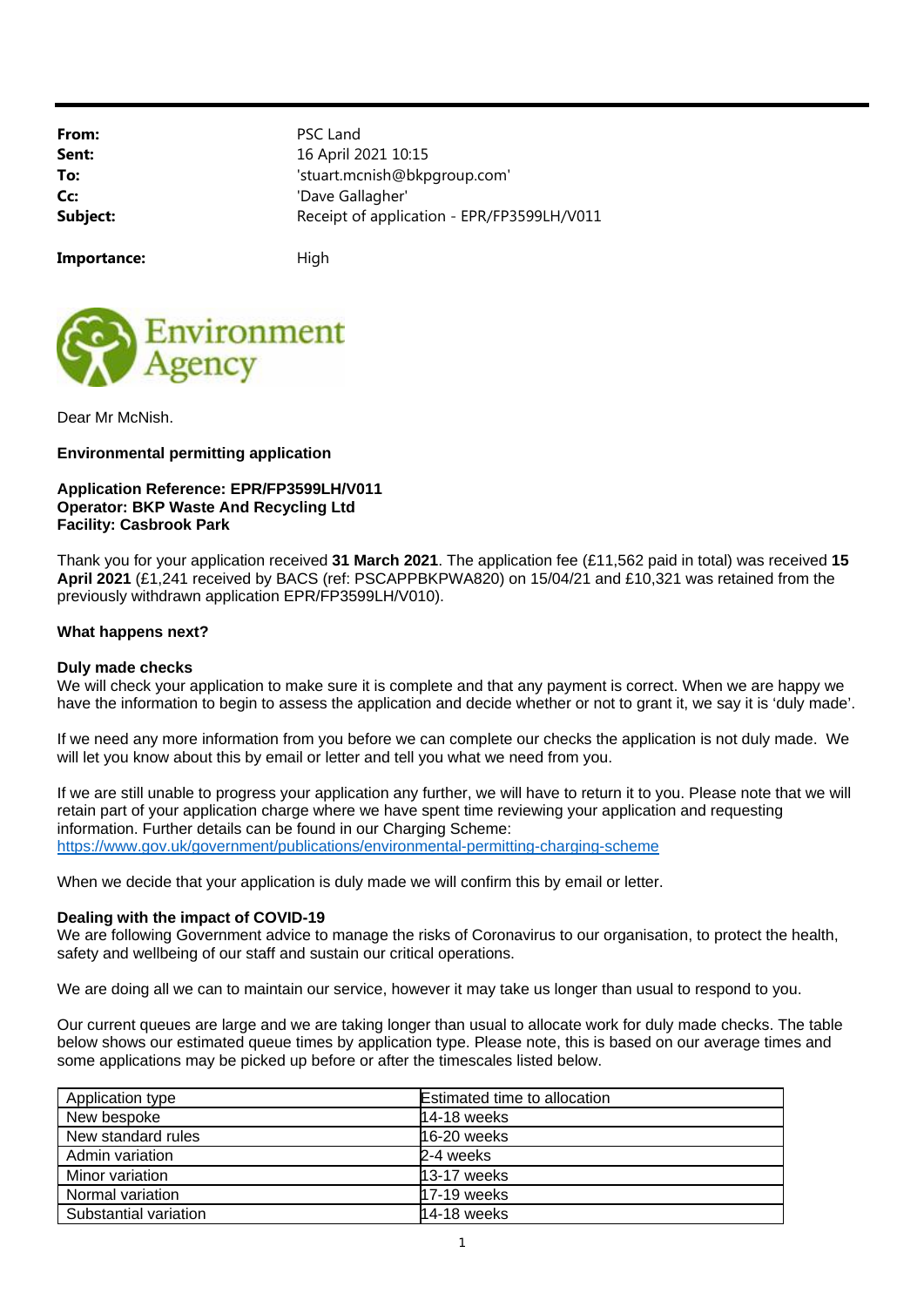| | |
|---|---|
| **From:** | PSC Land |
| **Sent:** | 16 April 2021 10:15 |
| **To:** | 'stuart.mcnish@bkpgroup.com' |
| **Cc:** | 'Dave Gallagher' |
| **Subject:** | Receipt of application - EPR/FP3599LH/V011 |
| **Importance:** | High |

Environment Agency

Dear Mr McNish.

**Environmental permitting application**

**Application Reference: EPR/FP3599LH/V011**
**Operator: BKP Waste And Recycling Ltd**
**Facility: Casbrook Park**

Thank you for your application received **31 March 2021**. The application fee (£11,562 paid in total) was received **15 April 2021** (£1,241 received by BACS (ref: PSCAPPBKPWA820) on 15/04/21 and £10,321 was retained from the previously withdrawn application EPR/FP3599LH/V010).

**What happens next?**

**Duly made checks**
We will check your application to make sure it is complete and that any payment is correct. When we are happy we have the information to begin to assess the application and decide whether or not to grant it, we say it is 'duly made'.

If we need any more information from you before we can complete our checks the application is not duly made. We will let you know about this by email or letter and tell you what we need from you.

If we are still unable to progress your application any further, we will have to return it to you. Please note that we will retain part of your application charge where we have spent time reviewing your application and requesting information. Further details can be found in our Charging Scheme:
https://www.gov.uk/government/publications/environmental-permitting-charging-scheme

When we decide that your application is duly made we will confirm this by email or letter.

**Dealing with the impact of COVID-19**
We are following Government advice to manage the risks of Coronavirus to our organisation, to protect the health, safety and wellbeing of our staff and sustain our critical operations.

We are doing all we can to maintain our service, however it may take us longer than usual to respond to you.

Our current queues are large and we are taking longer than usual to allocate work for duly made checks. The table below shows our estimated queue times by application type. Please note, this is based on our average times and some applications may be picked up before or after the timescales listed below.

| Application type | Estimated time to allocation |
|---|---|
| New bespoke | 14-18 weeks |
| New standard rules | 16-20 weeks |
| Admin variation | 2-4 weeks |
| Minor variation | 13-17 weeks |
| Normal variation | 17-19 weeks |
| Substantial variation | 14-18 weeks |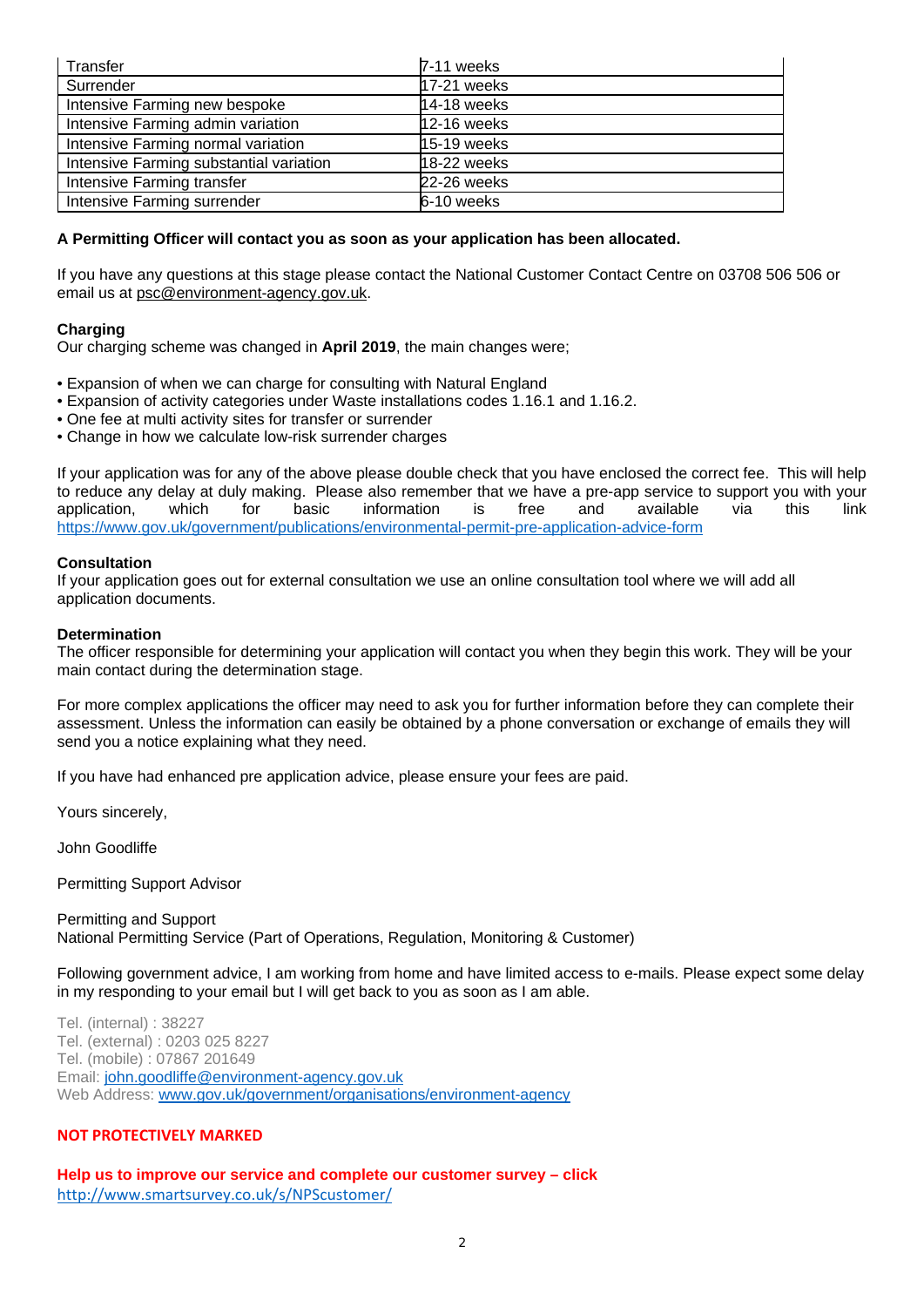| | |
|---|---|
| Transfer | 7-11 weeks |
| Surrender | 17-21 weeks |
| Intensive Farming new bespoke | 14-18 weeks |
| Intensive Farming admin variation | 12-16 weeks |
| Intensive Farming normal variation | 15-19 weeks |
| Intensive Farming substantial variation | 18-22 weeks |
| Intensive Farming transfer | 22-26 weeks |
| Intensive Farming surrender | 6-10 weeks |

**A Permitting Officer will contact you as soon as your application has been allocated.**

If you have any questions at this stage please contact the National Customer Contact Centre on 03708 506 506 or email us at psc@environment-agency.gov.uk.

**Charging**
Our charging scheme was changed in **April 2019**, the main changes were;

- Expansion of when we can charge for consulting with Natural England
- Expansion of activity categories under Waste installations codes 1.16.1 and 1.16.2.
- One fee at multi activity sites for transfer or surrender
- Change in how we calculate low-risk surrender charges

If your application was for any of the above please double check that you have enclosed the correct fee. This will help to reduce any delay at duly making. Please also remember that we have a pre-app service to support you with your application, which for basic information is free and available via this link https://www.gov.uk/government/publications/environmental-permit-pre-application-advice-form

**Consultation**
If your application goes out for external consultation we use an online consultation tool where we will add all application documents.

**Determination**
The officer responsible for determining your application will contact you when they begin this work. They will be your main contact during the determination stage.

For more complex applications the officer may need to ask you for further information before they can complete their assessment. Unless the information can easily be obtained by a phone conversation or exchange of emails they will send you a notice explaining what they need.

If you have had enhanced pre application advice, please ensure your fees are paid.

Yours sincerely,

John Goodliffe

Permitting Support Advisor

Permitting and Support
National Permitting Service (Part of Operations, Regulation, Monitoring & Customer)

Following government advice, I am working from home and have limited access to e-mails. Please expect some delay in my responding to your email but I will get back to you as soon as I am able.

Tel. (internal) : 38227
Tel. (external) : 0203 025 8227
Tel. (mobile) : 07867 201649
Email: john.goodliffe@environment-agency.gov.uk
Web Address: www.gov.uk/government/organisations/environment-agency

**NOT PROTECTIVELY MARKED**

**Help us to improve our service and complete our customer survey – click**
http://www.smartsurvey.co.uk/s/NPScustomer/